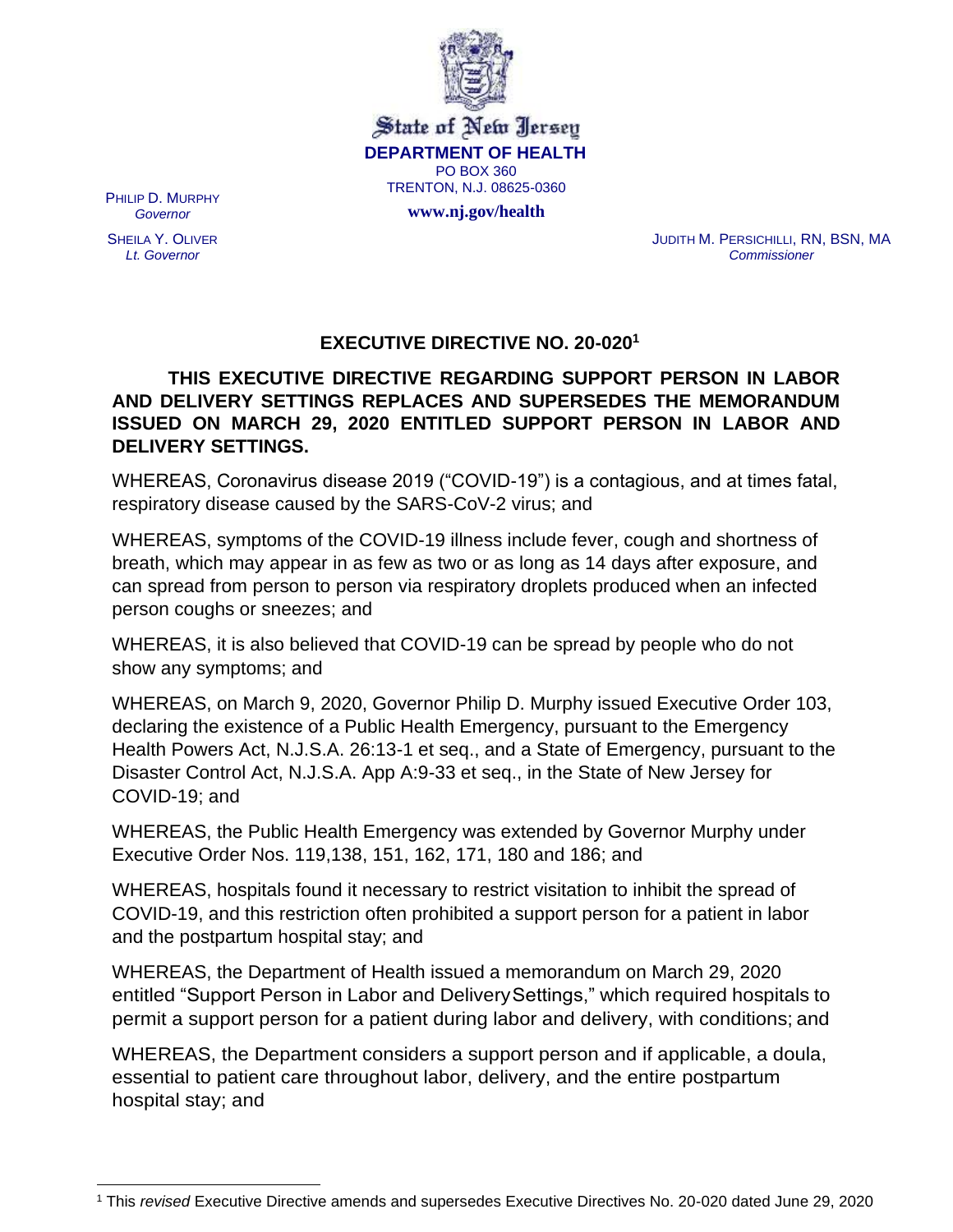State of New Jersey

**DEPARTMENT OF HEALTH**

PO BOX 360
TRENTON, N.J. 08625-0360

**www.nj.gov/health**

PHILIP D. MURPHY
*Governor*

SHEILA Y. OLIVER
*Lt. Governor*

JUDITH M. PERSICHILLI, RN, BSN, MA
*Commissioner*

## EXECUTIVE DIRECTIVE NO. 20-020[1]

**THIS EXECUTIVE DIRECTIVE REGARDING SUPPORT PERSON IN LABOR AND DELIVERY SETTINGS REPLACES AND SUPERSEDES THE MEMORANDUM ISSUED ON MARCH 29, 2020 ENTITLED SUPPORT PERSON IN LABOR AND DELIVERY SETTINGS.**

WHEREAS, Coronavirus disease 2019 ("COVID-19") is a contagious, and at times fatal, respiratory disease caused by the SARS-CoV-2 virus; and

WHEREAS, symptoms of the COVID-19 illness include fever, cough and shortness of breath, which may appear in as few as two or as long as 14 days after exposure, and can spread from person to person via respiratory droplets produced when an infected person coughs or sneezes; and

WHEREAS, it is also believed that COVID-19 can be spread by people who do not show any symptoms; and

WHEREAS, on March 9, 2020, Governor Philip D. Murphy issued Executive Order 103, declaring the existence of a Public Health Emergency, pursuant to the Emergency Health Powers Act, N.J.S.A. 26:13-1 et seq., and a State of Emergency, pursuant to the Disaster Control Act, N.J.S.A. App A:9-33 et seq., in the State of New Jersey for COVID-19; and

WHEREAS, the Public Health Emergency was extended by Governor Murphy under Executive Order Nos. 119,138, 151, 162, 171, 180 and 186; and

WHEREAS, hospitals found it necessary to restrict visitation to inhibit the spread of COVID-19, and this restriction often prohibited a support person for a patient in labor and the postpartum hospital stay; and

WHEREAS, the Department of Health issued a memorandum on March 29, 2020 entitled "Support Person in Labor and DeliverySettings," which required hospitals to permit a support person for a patient during labor and delivery, with conditions; and

WHEREAS, the Department considers a support person and if applicable, a doula, essential to patient care throughout labor, delivery, and the entire postpartum hospital stay; and

---

[1] This *revised* Executive Directive amends and supersedes Executive Directives No. 20-020 dated June 29, 2020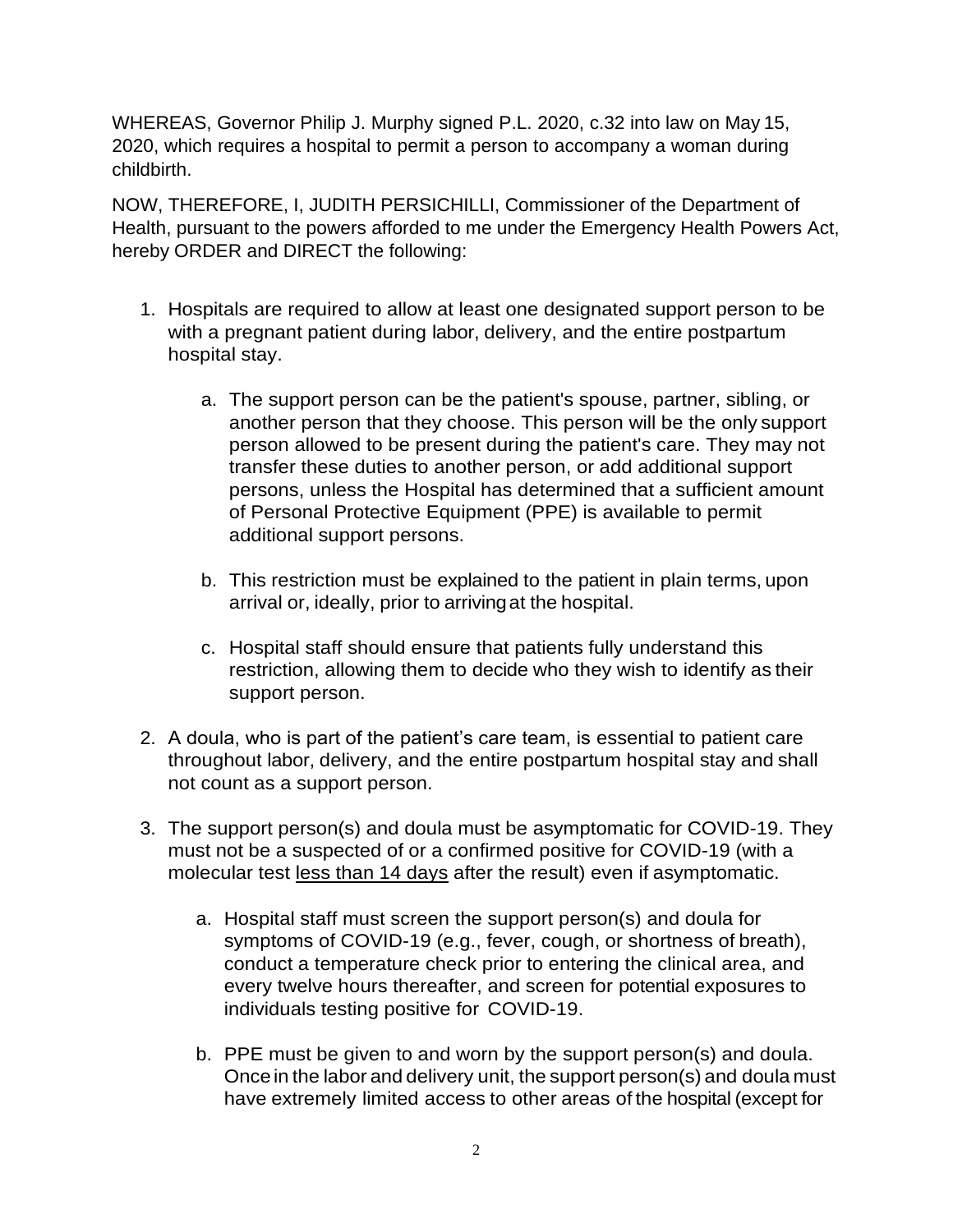WHEREAS, Governor Philip J. Murphy signed P.L. 2020, c.32 into law on May 15, 2020, which requires a hospital to permit a person to accompany a woman during childbirth.

NOW, THEREFORE, I, JUDITH PERSICHILLI, Commissioner of the Department of Health, pursuant to the powers afforded to me under the Emergency Health Powers Act, hereby ORDER and DIRECT the following:

1. Hospitals are required to allow at least one designated support person to be with a pregnant patient during labor, delivery, and the entire postpartum hospital stay.

   a. The support person can be the patient's spouse, partner, sibling, or another person that they choose. This person will be the only support person allowed to be present during the patient's care. They may not transfer these duties to another person, or add additional support persons, unless the Hospital has determined that a sufficient amount of Personal Protective Equipment (PPE) is available to permit additional support persons.

   b. This restriction must be explained to the patient in plain terms, upon arrival or, ideally, prior to arriving at the hospital.

   c. Hospital staff should ensure that patients fully understand this restriction, allowing them to decide who they wish to identify as their support person.

2. A doula, who is part of the patient's care team, is essential to patient care throughout labor, delivery, and the entire postpartum hospital stay and shall not count as a support person.

3. The support person(s) and doula must be asymptomatic for COVID-19. They must not be a suspected of or a confirmed positive for COVID-19 (with a molecular test less than 14 days after the result) even if asymptomatic.

   a. Hospital staff must screen the support person(s) and doula for symptoms of COVID-19 (e.g., fever, cough, or shortness of breath), conduct a temperature check prior to entering the clinical area, and every twelve hours thereafter, and screen for potential exposures to individuals testing positive for COVID-19.

   b. PPE must be given to and worn by the support person(s) and doula. Once in the labor and delivery unit, the support person(s) and doula must have extremely limited access to other areas of the hospital (except for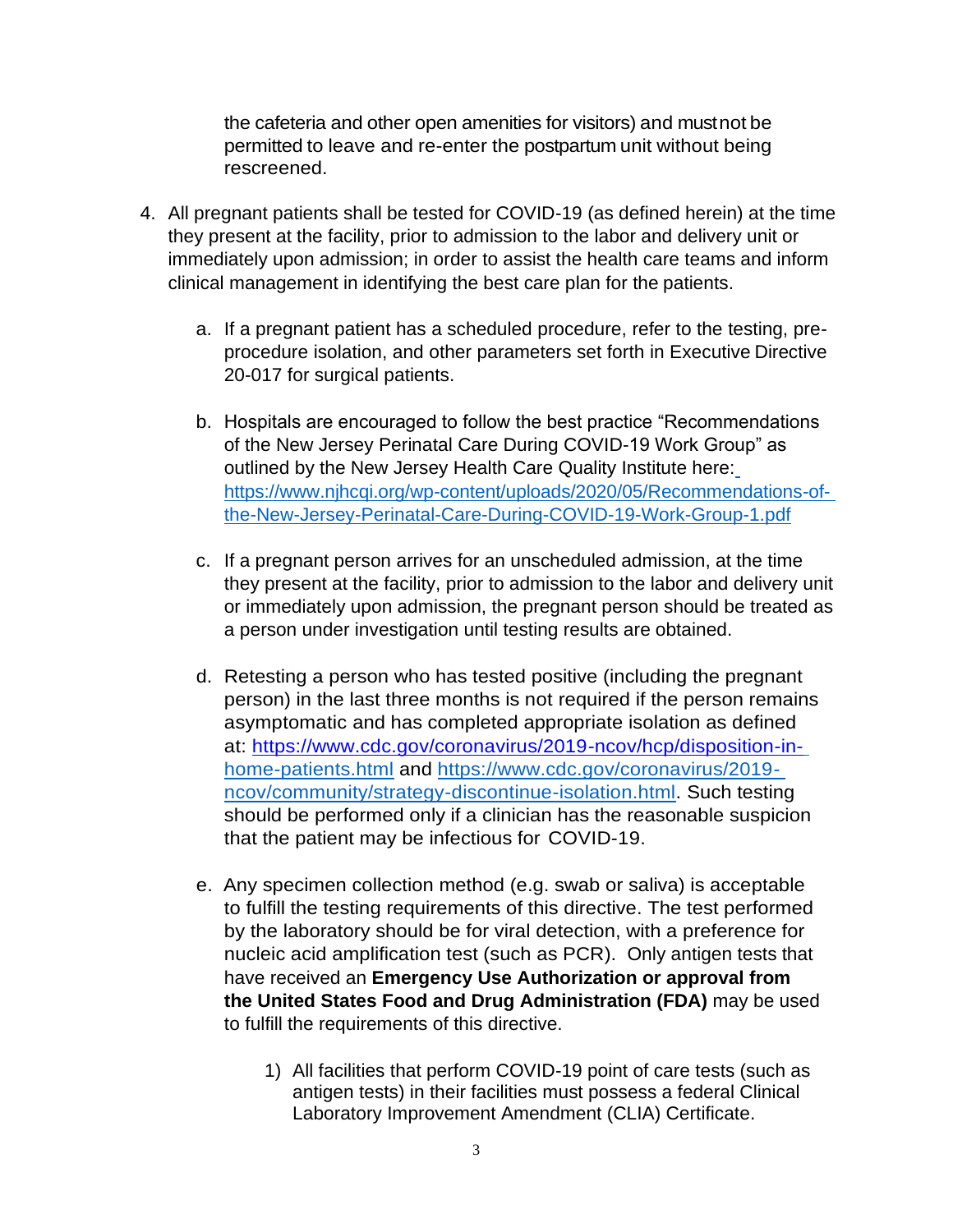the cafeteria and other open amenities for visitors) and must not be permitted to leave and re-enter the postpartum unit without being rescreened.

4. All pregnant patients shall be tested for COVID-19 (as defined herein) at the time they present at the facility, prior to admission to the labor and delivery unit or immediately upon admission; in order to assist the health care teams and inform clinical management in identifying the best care plan for the patients.

    a. If a pregnant patient has a scheduled procedure, refer to the testing, pre-procedure isolation, and other parameters set forth in Executive Directive 20-017 for surgical patients.

    b. Hospitals are encouraged to follow the best practice "Recommendations of the New Jersey Perinatal Care During COVID-19 Work Group" as outlined by the New Jersey Health Care Quality Institute here: https://www.njhcqi.org/wp-content/uploads/2020/05/Recommendations-of-the-New-Jersey-Perinatal-Care-During-COVID-19-Work-Group-1.pdf

    c. If a pregnant person arrives for an unscheduled admission, at the time they present at the facility, prior to admission to the labor and delivery unit or immediately upon admission, the pregnant person should be treated as a person under investigation until testing results are obtained.

    d. Retesting a person who has tested positive (including the pregnant person) in the last three months is not required if the person remains asymptomatic and has completed appropriate isolation as defined at: https://www.cdc.gov/coronavirus/2019-ncov/hcp/disposition-in-home-patients.html and https://www.cdc.gov/coronavirus/2019-ncov/community/strategy-discontinue-isolation.html. Such testing should be performed only if a clinician has the reasonable suspicion that the patient may be infectious for COVID-19.

    e. Any specimen collection method (e.g. swab or saliva) is acceptable to fulfill the testing requirements of this directive. The test performed by the laboratory should be for viral detection, with a preference for nucleic acid amplification test (such as PCR). Only antigen tests that have received an **Emergency Use Authorization or approval from the United States Food and Drug Administration (FDA)** may be used to fulfill the requirements of this directive.

        1) All facilities that perform COVID-19 point of care tests (such as antigen tests) in their facilities must possess a federal Clinical Laboratory Improvement Amendment (CLIA) Certificate.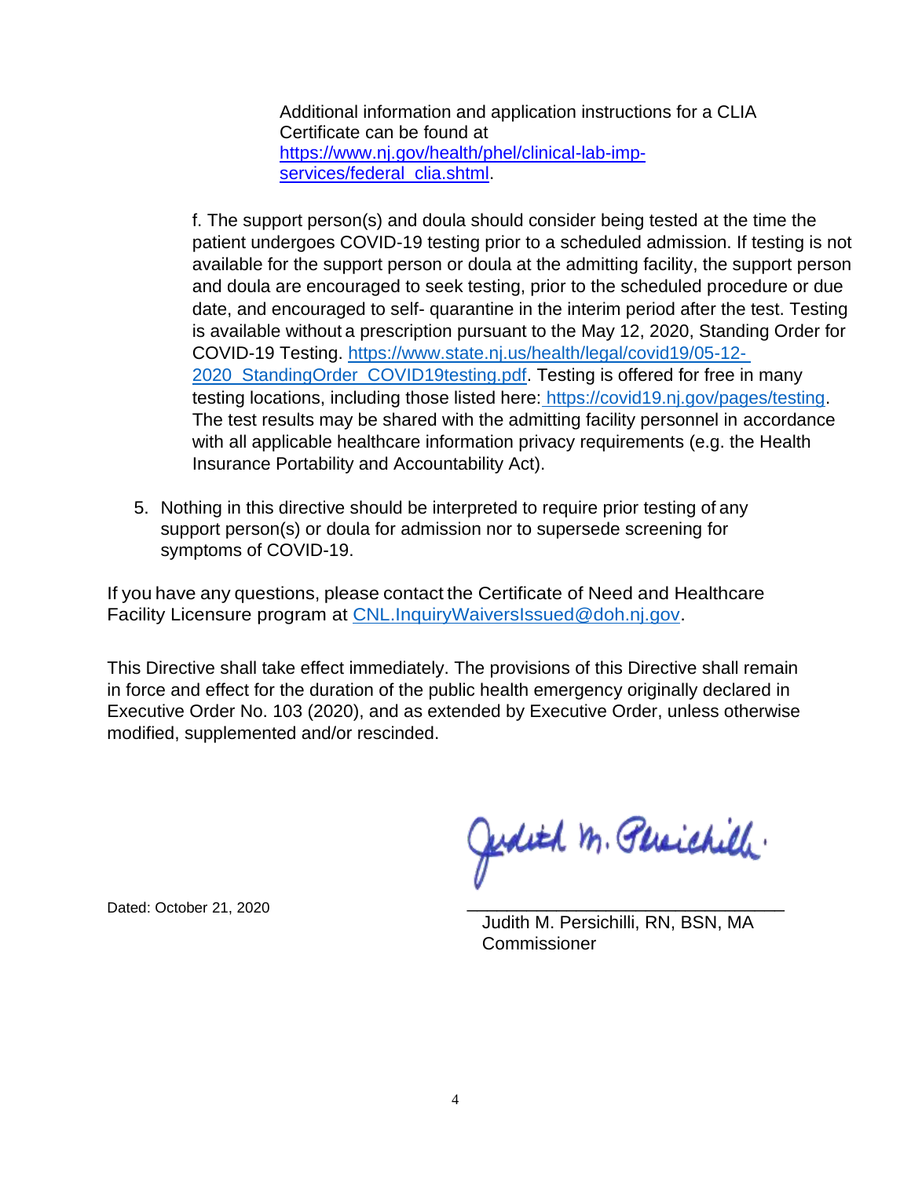Additional information and application instructions for a CLIA Certificate can be found at https://www.nj.gov/health/phel/clinical-lab-imp-services/federal_clia.shtml.

f. The support person(s) and doula should consider being tested at the time the patient undergoes COVID-19 testing prior to a scheduled admission. If testing is not available for the support person or doula at the admitting facility, the support person and doula are encouraged to seek testing, prior to the scheduled procedure or due date, and encouraged to self- quarantine in the interim period after the test. Testing is available without a prescription pursuant to the May 12, 2020, Standing Order for COVID-19 Testing. https://www.state.nj.us/health/legal/covid19/05-12-2020_StandingOrder_COVID19testing.pdf. Testing is offered for free in many testing locations, including those listed here: https://covid19.nj.gov/pages/testing. The test results may be shared with the admitting facility personnel in accordance with all applicable healthcare information privacy requirements (e.g. the Health Insurance Portability and Accountability Act).

5. Nothing in this directive should be interpreted to require prior testing of any support person(s) or doula for admission nor to supersede screening for symptoms of COVID-19.

If you have any questions, please contact the Certificate of Need and Healthcare Facility Licensure program at CNL.InquiryWaiversIssued@doh.nj.gov.

This Directive shall take effect immediately. The provisions of this Directive shall remain in force and effect for the duration of the public health emergency originally declared in Executive Order No. 103 (2020), and as extended by Executive Order, unless otherwise modified, supplemented and/or rescinded.

Dated: October 21, 2020

Judith M. Persichilli, RN, BSN, MA
Commissioner